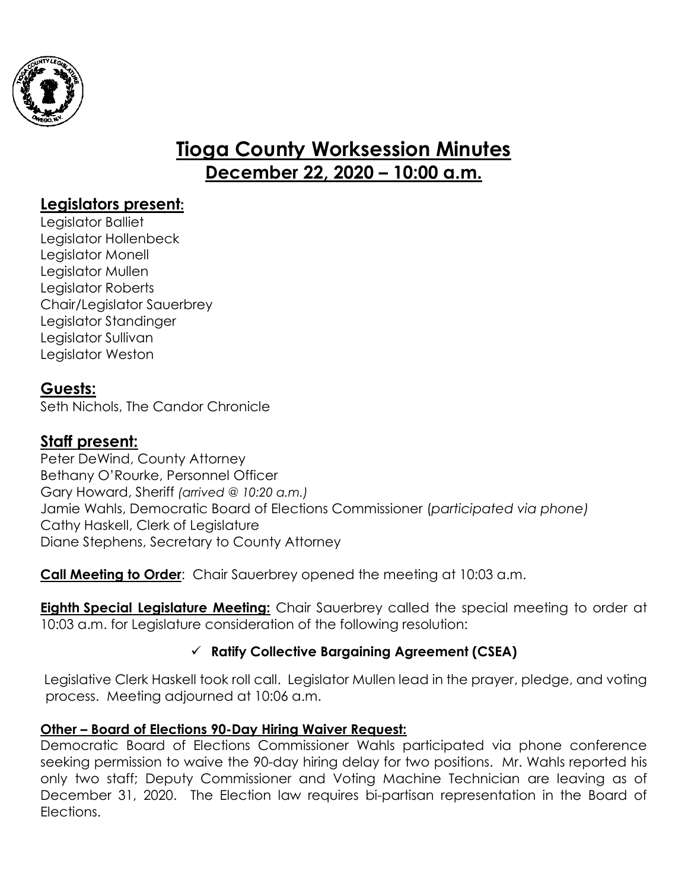# Tioga County Worksession Minutes

## December 22, 2020 – 10:00 a.m.

## Legislators present:

Legislator Balliet
Legislator Hollenbeck
Legislator Monell
Legislator Mullen
Legislator Roberts
Chair/Legislator Sauerbrey
Legislator Standinger
Legislator Sullivan
Legislator Weston

## Guests:

Seth Nichols, The Candor Chronicle

## Staff present:

Peter DeWind, County Attorney
Bethany O'Rourke, Personnel Officer
Gary Howard, Sheriff *(arrived @ 10:20 a.m.)*
Jamie Wahls, Democratic Board of Elections Commissioner (*participated via phone)*
Cathy Haskell, Clerk of Legislature
Diane Stephens, Secretary to County Attorney

**Call Meeting to Order**: Chair Sauerbrey opened the meeting at 10:03 a.m.

**Eighth Special Legislature Meeting:** Chair Sauerbrey called the special meeting to order at 10:03 a.m. for Legislature consideration of the following resolution:

- ✓ **Ratify Collective Bargaining Agreement (CSEA)**

Legislative Clerk Haskell took roll call. Legislator Mullen lead in the prayer, pledge, and voting process. Meeting adjourned at 10:06 a.m.

**Other – Board of Elections 90-Day Hiring Waiver Request:**

Democratic Board of Elections Commissioner Wahls participated via phone conference seeking permission to waive the 90-day hiring delay for two positions. Mr. Wahls reported his only two staff; Deputy Commissioner and Voting Machine Technician are leaving as of December 31, 2020. The Election law requires bi-partisan representation in the Board of Elections.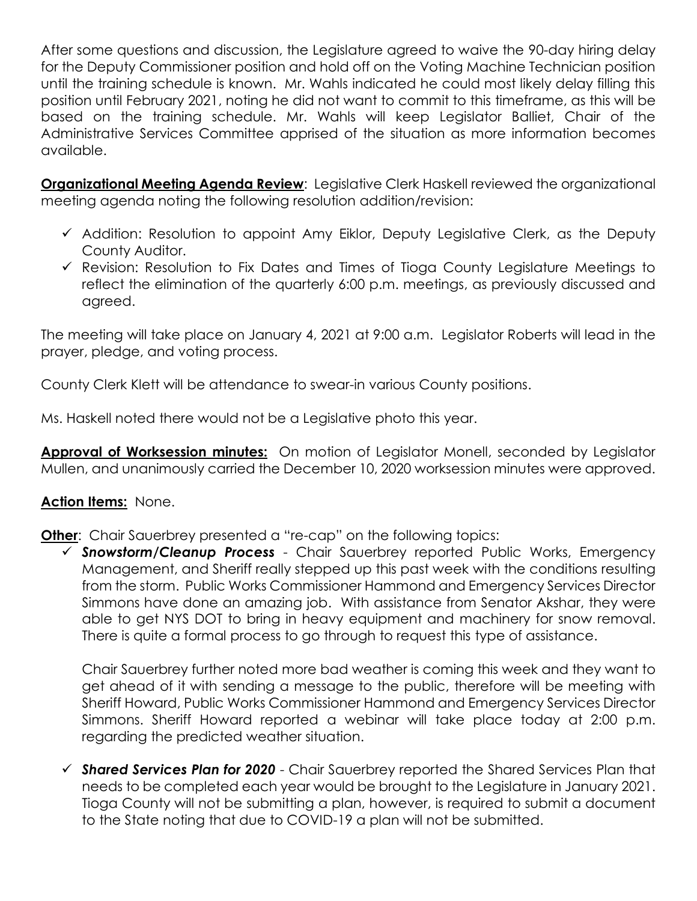After some questions and discussion, the Legislature agreed to waive the 90-day hiring delay for the Deputy Commissioner position and hold off on the Voting Machine Technician position until the training schedule is known. Mr. Wahls indicated he could most likely delay filling this position until February 2021, noting he did not want to commit to this timeframe, as this will be based on the training schedule. Mr. Wahls will keep Legislator Balliet, Chair of the Administrative Services Committee apprised of the situation as more information becomes available.

**Organizational Meeting Agenda Review**: Legislative Clerk Haskell reviewed the organizational meeting agenda noting the following resolution addition/revision:

- ✓ Addition: Resolution to appoint Amy Eiklor, Deputy Legislative Clerk, as the Deputy County Auditor.
- ✓ Revision: Resolution to Fix Dates and Times of Tioga County Legislature Meetings to reflect the elimination of the quarterly 6:00 p.m. meetings, as previously discussed and agreed.

The meeting will take place on January 4, 2021 at 9:00 a.m. Legislator Roberts will lead in the prayer, pledge, and voting process.

County Clerk Klett will be attendance to swear-in various County positions.

Ms. Haskell noted there would not be a Legislative photo this year.

**Approval of Worksession minutes:** On motion of Legislator Monell, seconded by Legislator Mullen, and unanimously carried the December 10, 2020 worksession minutes were approved.

**Action Items:** None.

**Other**: Chair Sauerbrey presented a "re-cap" on the following topics:

- ✓ ***Snowstorm/Cleanup Process*** - Chair Sauerbrey reported Public Works, Emergency Management, and Sheriff really stepped up this past week with the conditions resulting from the storm. Public Works Commissioner Hammond and Emergency Services Director Simmons have done an amazing job. With assistance from Senator Akshar, they were able to get NYS DOT to bring in heavy equipment and machinery for snow removal. There is quite a formal process to go through to request this type of assistance.

  Chair Sauerbrey further noted more bad weather is coming this week and they want to get ahead of it with sending a message to the public, therefore will be meeting with Sheriff Howard, Public Works Commissioner Hammond and Emergency Services Director Simmons. Sheriff Howard reported a webinar will take place today at 2:00 p.m. regarding the predicted weather situation.

- ✓ ***Shared Services Plan for 2020*** - Chair Sauerbrey reported the Shared Services Plan that needs to be completed each year would be brought to the Legislature in January 2021. Tioga County will not be submitting a plan, however, is required to submit a document to the State noting that due to COVID-19 a plan will not be submitted.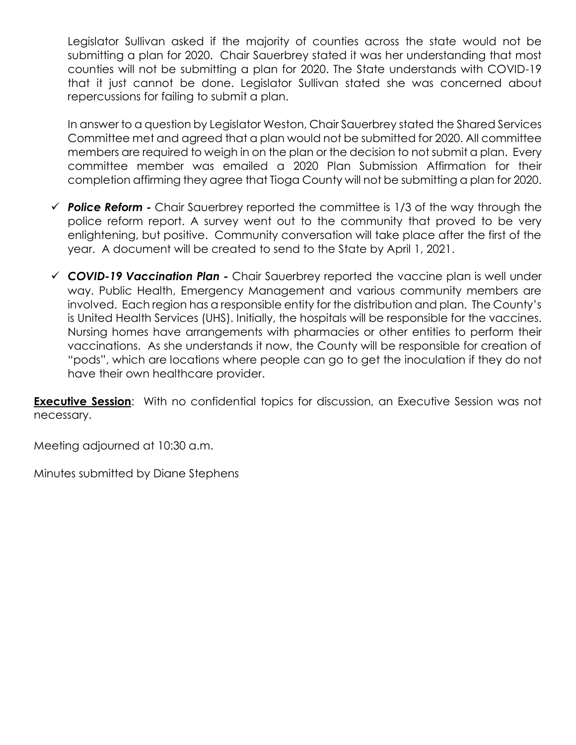Legislator Sullivan asked if the majority of counties across the state would not be submitting a plan for 2020. Chair Sauerbrey stated it was her understanding that most counties will not be submitting a plan for 2020. The State understands with COVID-19 that it just cannot be done. Legislator Sullivan stated she was concerned about repercussions for failing to submit a plan.

In answer to a question by Legislator Weston, Chair Sauerbrey stated the Shared Services Committee met and agreed that a plan would not be submitted for 2020. All committee members are required to weigh in on the plan or the decision to not submit a plan. Every committee member was emailed a 2020 Plan Submission Affirmation for their completion affirming they agree that Tioga County will not be submitting a plan for 2020.

- ✓ ***Police Reform -*** Chair Sauerbrey reported the committee is 1/3 of the way through the police reform report. A survey went out to the community that proved to be very enlightening, but positive. Community conversation will take place after the first of the year. A document will be created to send to the State by April 1, 2021.
- ✓ ***COVID-19 Vaccination Plan -*** Chair Sauerbrey reported the vaccine plan is well under way. Public Health, Emergency Management and various community members are involved. Each region has a responsible entity for the distribution and plan. The County's is United Health Services (UHS). Initially, the hospitals will be responsible for the vaccines. Nursing homes have arrangements with pharmacies or other entities to perform their vaccinations. As she understands it now, the County will be responsible for creation of "pods", which are locations where people can go to get the inoculation if they do not have their own healthcare provider.

**Executive Session**: With no confidential topics for discussion, an Executive Session was not necessary.

Meeting adjourned at 10:30 a.m.

Minutes submitted by Diane Stephens